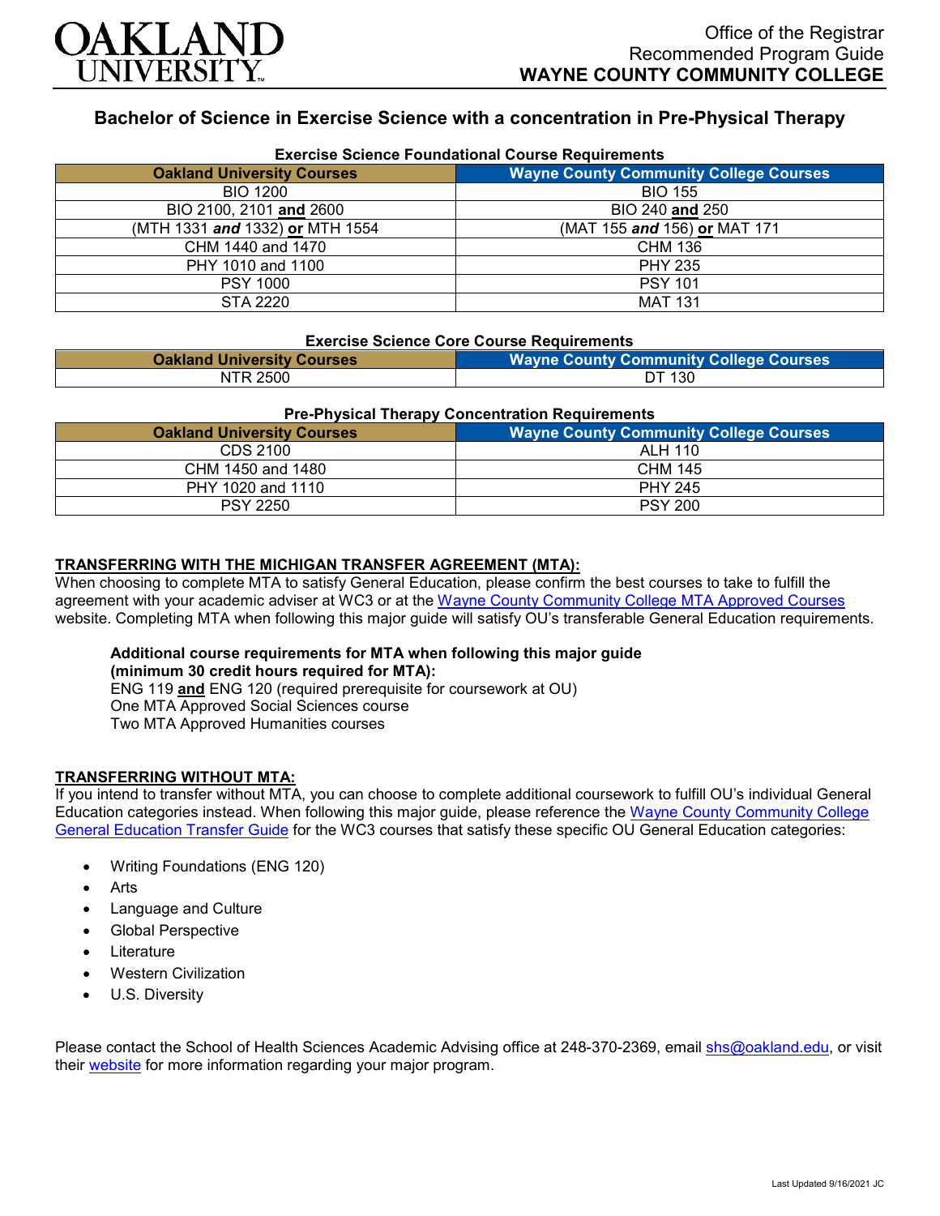Office of the Registrar
Recommended Program Guide
**WAYNE COUNTY COMMUNITY COLLEGE**

# Bachelor of Science in Exercise Science with a concentration in Pre-Physical Therapy

### Exercise Science Foundational Course Requirements

| Oakland University Courses | Wayne County Community College Courses |
|---|---|
| BIO 1200 | BIO 155 |
| BIO 2100, 2101 **and** 2600 | BIO 240 **and** 250 |
| (MTH 1331 ***and*** 1332) **or** MTH 1554 | (MAT 155 ***and*** 156) **or** MAT 171 |
| CHM 1440 and 1470 | CHM 136 |
| PHY 1010 and 1100 | PHY 235 |
| PSY 1000 | PSY 101 |
| STA 2220 | MAT 131 |

### Exercise Science Core Course Requirements

| Oakland University Courses | Wayne County Community College Courses |
|---|---|
| NTR 2500 | DT 130 |

### Pre-Physical Therapy Concentration Requirements

| Oakland University Courses | Wayne County Community College Courses |
|---|---|
| CDS 2100 | ALH 110 |
| CHM 1450 and 1480 | CHM 145 |
| PHY 1020 and 1110 | PHY 245 |
| PSY 2250 | PSY 200 |

**TRANSFERRING WITH THE MICHIGAN TRANSFER AGREEMENT (MTA):**

When choosing to complete MTA to satisfy General Education, please confirm the best courses to take to fulfill the agreement with your academic adviser at WC3 or at the Wayne County Community College MTA Approved Courses website. Completing MTA when following this major guide will satisfy OU's transferable General Education requirements.

**Additional course requirements for MTA when following this major guide (minimum 30 credit hours required for MTA):**
ENG 119 **and** ENG 120 (required prerequisite for coursework at OU)
One MTA Approved Social Sciences course
Two MTA Approved Humanities courses

**TRANSFERRING WITHOUT MTA:**

If you intend to transfer without MTA, you can choose to complete additional coursework to fulfill OU's individual General Education categories instead. When following this major guide, please reference the Wayne County Community College General Education Transfer Guide for the WC3 courses that satisfy these specific OU General Education categories:

- Writing Foundations (ENG 120)
- Arts
- Language and Culture
- Global Perspective
- Literature
- Western Civilization
- U.S. Diversity

Please contact the School of Health Sciences Academic Advising office at 248-370-2369, email shs@oakland.edu, or visit their website for more information regarding your major program.

Last Updated 9/16/2021 JC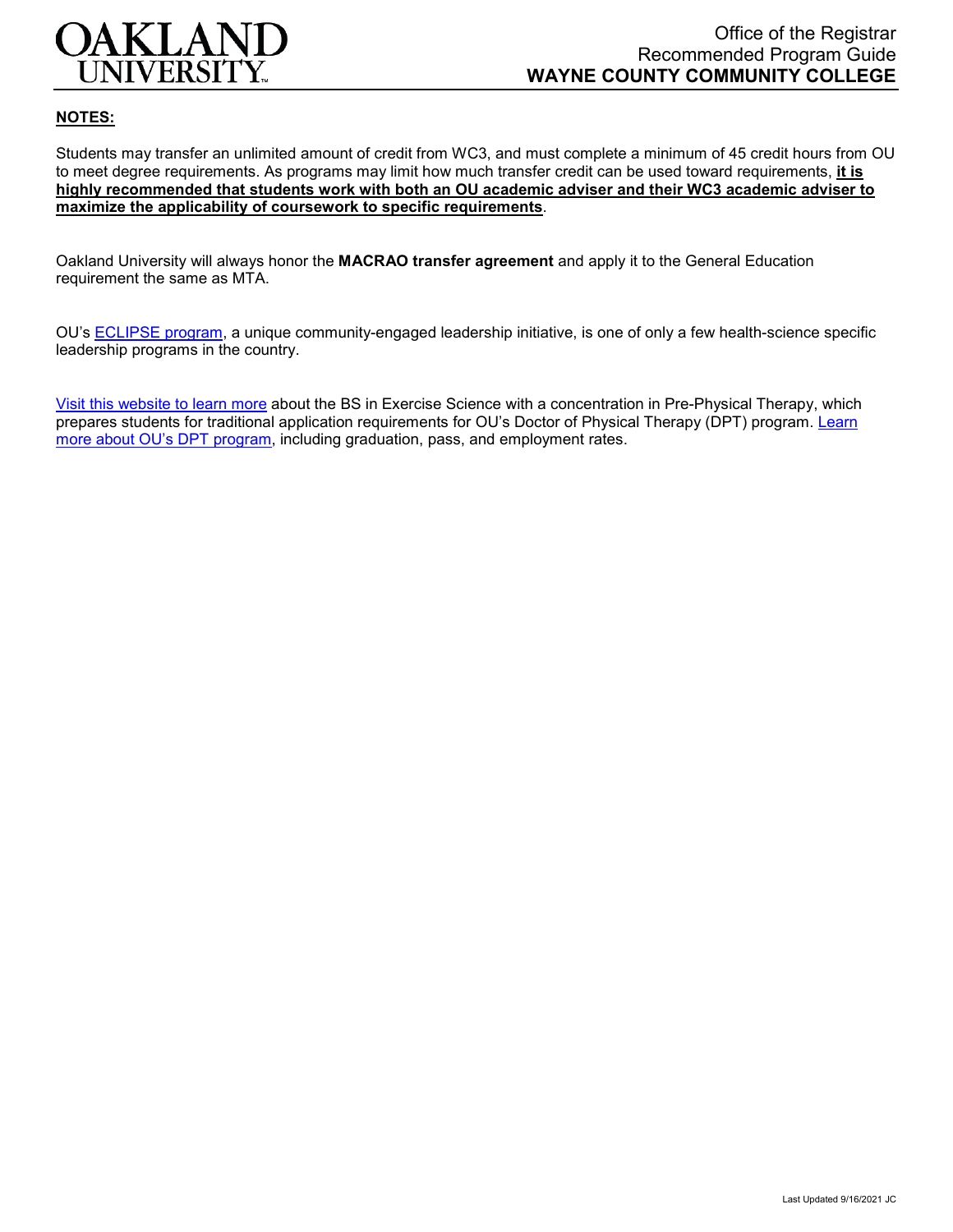**NOTES:**

Students may transfer an unlimited amount of credit from WC3, and must complete a minimum of 45 credit hours from OU to meet degree requirements. As programs may limit how much transfer credit can be used toward requirements, **it is highly recommended that students work with both an OU academic adviser and their WC3 academic adviser to maximize the applicability of coursework to specific requirements**.

Oakland University will always honor the **MACRAO transfer agreement** and apply it to the General Education requirement the same as MTA.

OU's ECLIPSE program, a unique community-engaged leadership initiative, is one of only a few health-science specific leadership programs in the country.

Visit this website to learn more about the BS in Exercise Science with a concentration in Pre-Physical Therapy, which prepares students for traditional application requirements for OU's Doctor of Physical Therapy (DPT) program. Learn more about OU's DPT program, including graduation, pass, and employment rates.

Last Updated 9/16/2021 JC